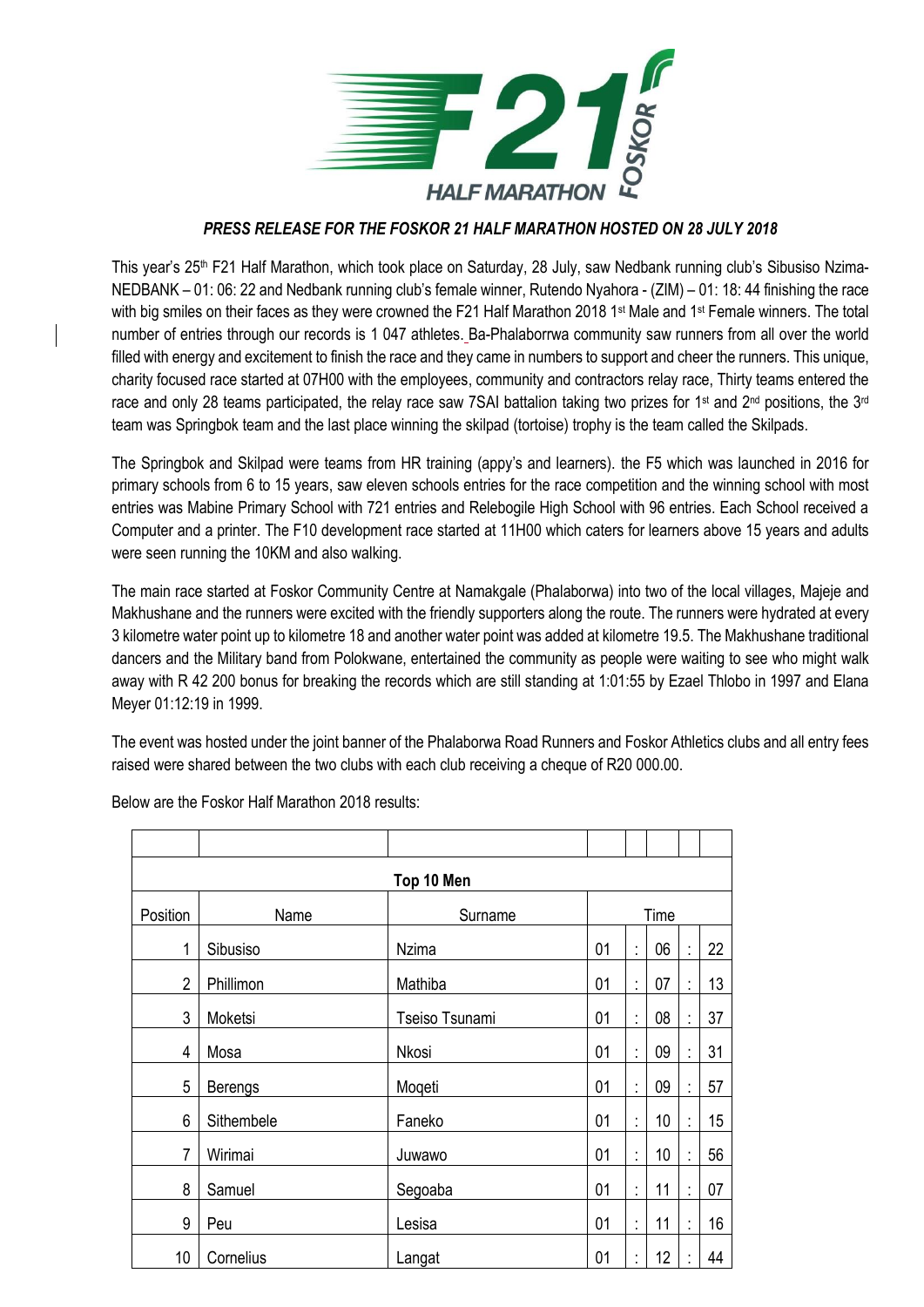F21 HALF MARATHON FOSKOR

***PRESS RELEASE FOR THE FOSKOR 21 HALF MARATHON HOSTED ON 28 JULY 2018***

This year's 25th F21 Half Marathon, which took place on Saturday, 28 July, saw Nedbank running club's Sibusiso Nzima-NEDBANK – 01: 06: 22 and Nedbank running club's female winner, Rutendo Nyahora - (ZIM) – 01: 18: 44 finishing the race with big smiles on their faces as they were crowned the F21 Half Marathon 2018 1st Male and 1st Female winners. The total number of entries through our records is 1 047 athletes. Ba-Phalaborrwa community saw runners from all over the world filled with energy and excitement to finish the race and they came in numbers to support and cheer the runners. This unique, charity focused race started at 07H00 with the employees, community and contractors relay race, Thirty teams entered the race and only 28 teams participated, the relay race saw 7SAI battalion taking two prizes for 1st and 2nd positions, the 3rd team was Springbok team and the last place winning the skilpad (tortoise) trophy is the team called the Skilpads.

The Springbok and Skilpad were teams from HR training (appy's and learners). the F5 which was launched in 2016 for primary schools from 6 to 15 years, saw eleven schools entries for the race competition and the winning school with most entries was Mabine Primary School with 721 entries and Relebogile High School with 96 entries. Each School received a Computer and a printer. The F10 development race started at 11H00 which caters for learners above 15 years and adults were seen running the 10KM and also walking.

The main race started at Foskor Community Centre at Namakgale (Phalaborwa) into two of the local villages, Majeje and Makhushane and the runners were excited with the friendly supporters along the route. The runners were hydrated at every 3 kilometre water point up to kilometre 18 and another water point was added at kilometre 19.5. The Makhushane traditional dancers and the Military band from Polokwane, entertained the community as people were waiting to see who might walk away with R 42 200 bonus for breaking the records which are still standing at 1:01:55 by Ezael Thlobo in 1997 and Elana Meyer 01:12:19 in 1999.

The event was hosted under the joint banner of the Phalaborwa Road Runners and Foskor Athletics clubs and all entry fees raised were shared between the two clubs with each club receiving a cheque of R20 000.00.

Below are the Foskor Half Marathon 2018 results:

| Top 10 Men | | | |
|---|---|---|---|
| Position | Name | Surname | Time |
| 1 | Sibusiso | Nzima | 01 : 06 : 22 |
| 2 | Phillimon | Mathiba | 01 : 07 : 13 |
| 3 | Moketsi | Tseiso Tsunami | 01 : 08 : 37 |
| 4 | Mosa | Nkosi | 01 : 09 : 31 |
| 5 | Berengs | Moqeti | 01 : 09 : 57 |
| 6 | Sithembele | Faneko | 01 : 10 : 15 |
| 7 | Wirimai | Juwawo | 01 : 10 : 56 |
| 8 | Samuel | Segoaba | 01 : 11 : 07 |
| 9 | Peu | Lesisa | 01 : 11 : 16 |
| 10 | Cornelius | Langat | 01 : 12 : 44 |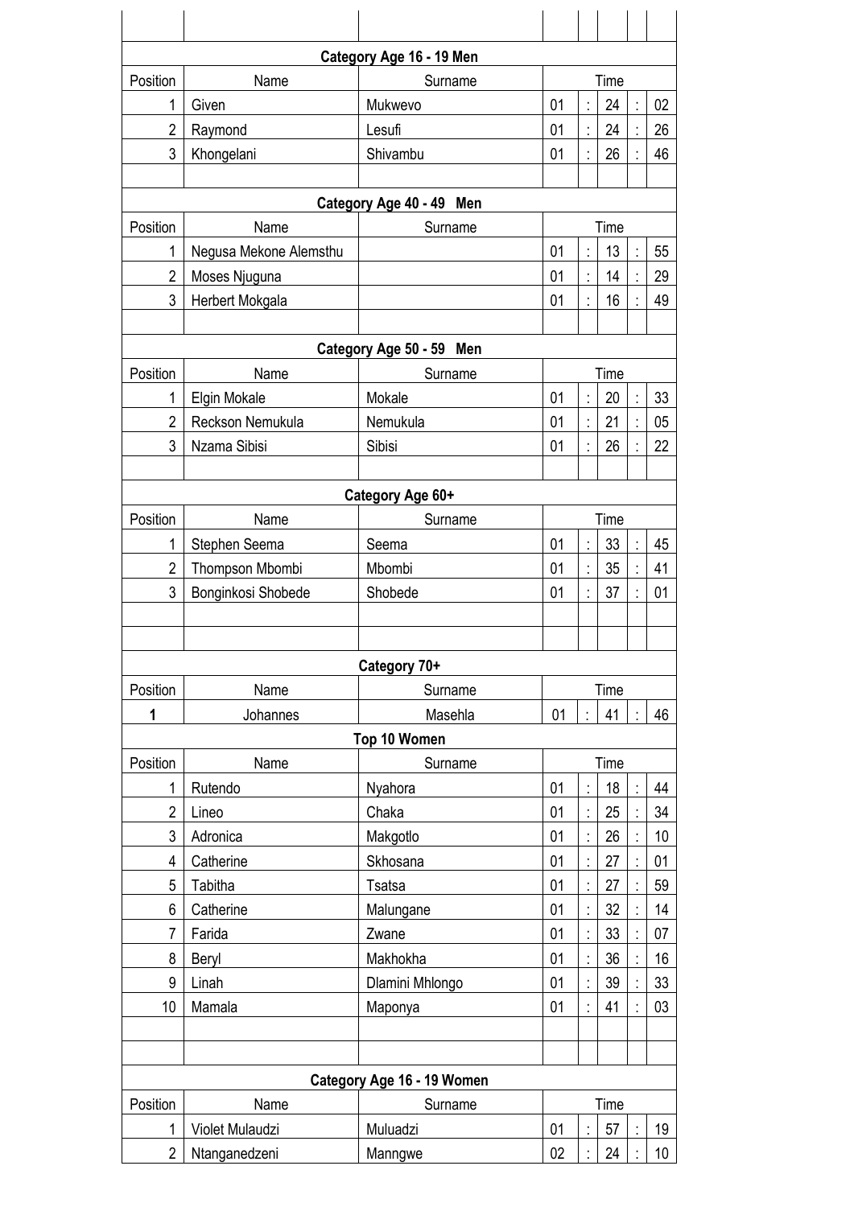**Category Age 16 - 19 Men**

| Position | Name | Surname | Time |
|---|---|---|---|
| 1 | Given | Mukwevo | 01 : 24 : 02 |
| 2 | Raymond | Lesufi | 01 : 24 : 26 |
| 3 | Khongelani | Shivambu | 01 : 26 : 46 |

**Category Age 40 - 49 Men**

| Position | Name | Surname | Time |
|---|---|---|---|
| 1 | Negusa Mekone Alemsthu | | 01 : 13 : 55 |
| 2 | Moses Njuguna | | 01 : 14 : 29 |
| 3 | Herbert Mokgala | | 01 : 16 : 49 |

**Category Age 50 - 59 Men**

| Position | Name | Surname | Time |
|---|---|---|---|
| 1 | Elgin Mokale | Mokale | 01 : 20 : 33 |
| 2 | Reckson Nemukula | Nemukula | 01 : 21 : 05 |
| 3 | Nzama Sibisi | Sibisi | 01 : 26 : 22 |

**Category Age 60+**

| Position | Name | Surname | Time |
|---|---|---|---|
| 1 | Stephen Seema | Seema | 01 : 33 : 45 |
| 2 | Thompson Mbombi | Mbombi | 01 : 35 : 41 |
| 3 | Bonginkosi Shobede | Shobede | 01 : 37 : 01 |

**Category 70+**

| Position | Name | Surname | Time |
|---|---|---|---|
| **1** | Johannes | Masehla | 01 : 41 : 46 |

**Top 10 Women**

| Position | Name | Surname | Time |
|---|---|---|---|
| 1 | Rutendo | Nyahora | 01 : 18 : 44 |
| 2 | Lineo | Chaka | 01 : 25 : 34 |
| 3 | Adronica | Makgotlo | 01 : 26 : 10 |
| 4 | Catherine | Skhosana | 01 : 27 : 01 |
| 5 | Tabitha | Tsatsa | 01 : 27 : 59 |
| 6 | Catherine | Malungane | 01 : 32 : 14 |
| 7 | Farida | Zwane | 01 : 33 : 07 |
| 8 | Beryl | Makhokha | 01 : 36 : 16 |
| 9 | Linah | Dlamini Mhlongo | 01 : 39 : 33 |
| 10 | Mamala | Maponya | 01 : 41 : 03 |

**Category Age 16 - 19 Women**

| Position | Name | Surname | Time |
|---|---|---|---|
| 1 | Violet Mulaudzi | Muluadzi | 01 : 57 : 19 |
| 2 | Ntanganedzeni | Manngwe | 02 : 24 : 10 |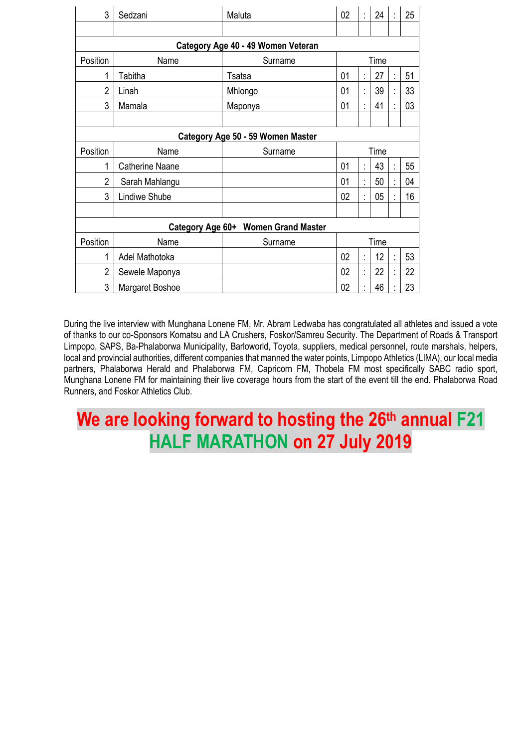| Position | Name | Surname | Time |
| --- | --- | --- | --- |
| 3 | Sedzani | Maluta | 02 : 24 : 25 |
| | | | |
| **Category Age 40 - 49 Women Veteran** | | | |
| Position | Name | Surname | Time |
| 1 | Tabitha | Tsatsa | 01 : 27 : 51 |
| 2 | Linah | Mhlongo | 01 : 39 : 33 |
| 3 | Mamala | Maponya | 01 : 41 : 03 |
| | | | |
| **Category Age 50 - 59 Women Master** | | | |
| Position | Name | Surname | Time |
| 1 | Catherine Naane | | 01 : 43 : 55 |
| 2 | Sarah Mahlangu | | 01 : 50 : 04 |
| 3 | Lindiwe Shube | | 02 : 05 : 16 |
| | | | |
| **Category Age 60+ Women Grand Master** | | | |
| Position | Name | Surname | Time |
| 1 | Adel Mathotoka | | 02 : 12 : 53 |
| 2 | Sewele Maponya | | 02 : 22 : 22 |
| 3 | Margaret Boshoe | | 02 : 46 : 23 |

During the live interview with Munghana Lonene FM, Mr. Abram Ledwaba has congratulated all athletes and issued a vote of thanks to our co-Sponsors Komatsu and LA Crushers, Foskor/Samreu Security. The Department of Roads & Transport Limpopo, SAPS, Ba-Phalaborwa Municipality, Barloworld, Toyota, suppliers, medical personnel, route marshals, helpers, local and provincial authorities, different companies that manned the water points, Limpopo Athletics (LIMA), our local media partners, Phalaborwa Herald and Phalaborwa FM, Capricorn FM, Thobela FM most specifically SABC radio sport, Munghana Lonene FM for maintaining their live coverage hours from the start of the event till the end. Phalaborwa Road Runners, and Foskor Athletics Club.

## We are looking forward to hosting the 26th annual F21 HALF MARATHON on 27 July 2019